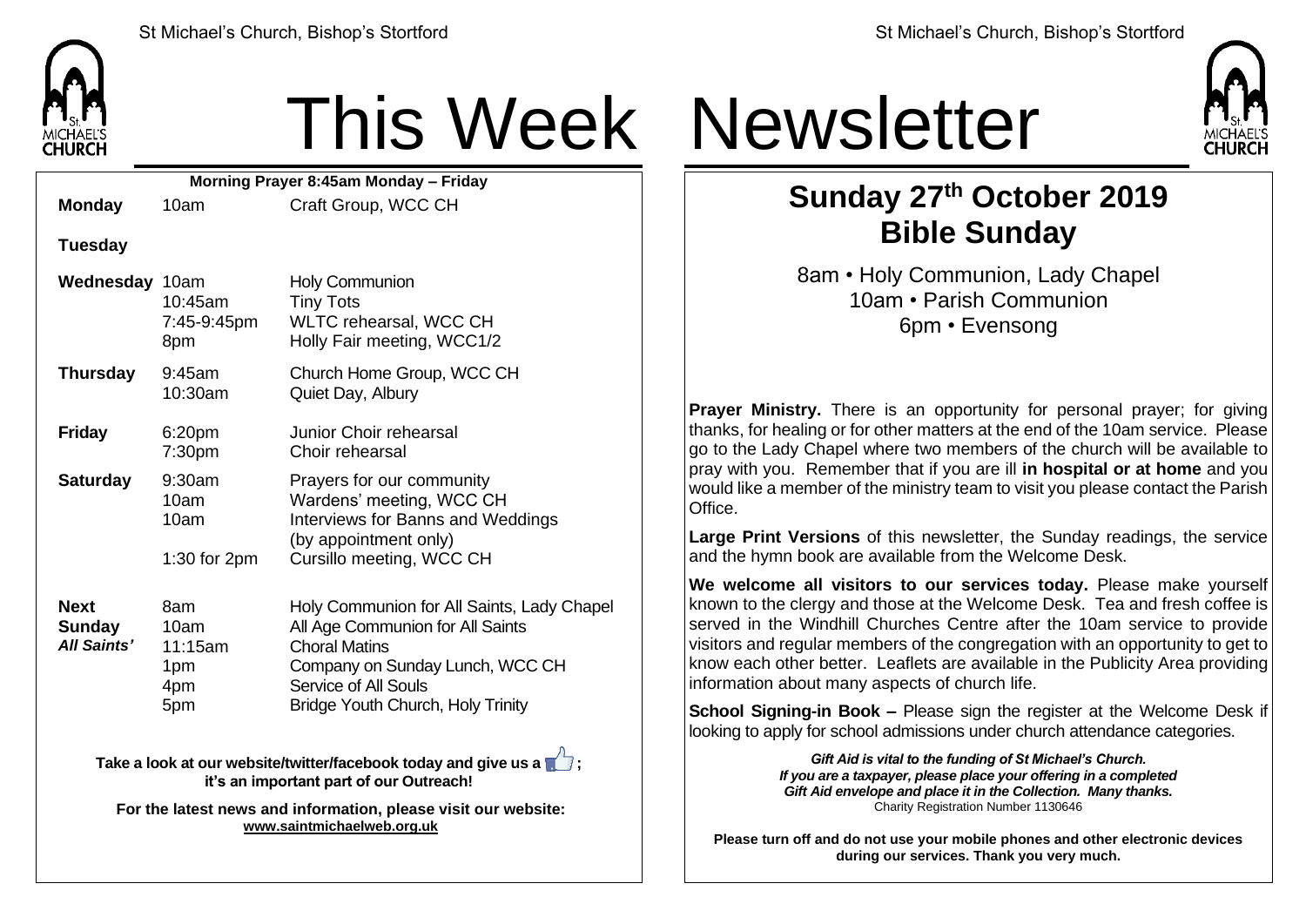# This Week Newsletter

**Morning Prayer 8:45am Monday – Friday**

| Day | Time | Event |
|---|---|---|
| **Monday** | 10am | Craft Group, WCC CH |
| **Tuesday** | | |
| **Wednesday** | 10am | Holy Communion |
| | 10:45am | Tiny Tots |
| | 7:45-9:45pm | WLTC rehearsal, WCC CH |
| | 8pm | Holly Fair meeting, WCC1/2 |
| **Thursday** | 9:45am | Church Home Group, WCC CH |
| | 10:30am | Quiet Day, Albury |
| **Friday** | 6:20pm | Junior Choir rehearsal |
| | 7:30pm | Choir rehearsal |
| **Saturday** | 9:30am | Prayers for our community |
| | 10am | Wardens' meeting, WCC CH |
| | 10am | Interviews for Banns and Weddings (by appointment only) |
| | 1:30 for 2pm | Cursillo meeting, WCC CH |
| **Next Sunday** ***All Saints'*** | 8am | Holy Communion for All Saints, Lady Chapel |
| | 10am | All Age Communion for All Saints |
| | 11:15am | Choral Matins |
| | 1pm | Company on Sunday Lunch, WCC CH |
| | 4pm | Service of All Souls |
| | 5pm | Bridge Youth Church, Holy Trinity |

**Take a look at our website/twitter/facebook today and give us a 👍; it's an important part of our Outreach!**

**For the latest news and information, please visit our website:** **www.saintmichaelweb.org.uk**

## Sunday 27th October 2019
## Bible Sunday

8am • Holy Communion, Lady Chapel
10am • Parish Communion
6pm • Evensong

**Prayer Ministry.** There is an opportunity for personal prayer; for giving thanks, for healing or for other matters at the end of the 10am service. Please go to the Lady Chapel where two members of the church will be available to pray with you. Remember that if you are ill **in hospital or at home** and you would like a member of the ministry team to visit you please contact the Parish Office.

**Large Print Versions** of this newsletter, the Sunday readings, the service and the hymn book are available from the Welcome Desk.

**We welcome all visitors to our services today.** Please make yourself known to the clergy and those at the Welcome Desk. Tea and fresh coffee is served in the Windhill Churches Centre after the 10am service to provide visitors and regular members of the congregation with an opportunity to get to know each other better. Leaflets are available in the Publicity Area providing information about many aspects of church life.

**School Signing-in Book –** Please sign the register at the Welcome Desk if looking to apply for school admissions under church attendance categories.

***Gift Aid is vital to the funding of St Michael's Church. If you are a taxpayer, please place your offering in a completed Gift Aid envelope and place it in the Collection. Many thanks.***
Charity Registration Number 1130646

**Please turn off and do not use your mobile phones and other electronic devices during our services. Thank you very much.**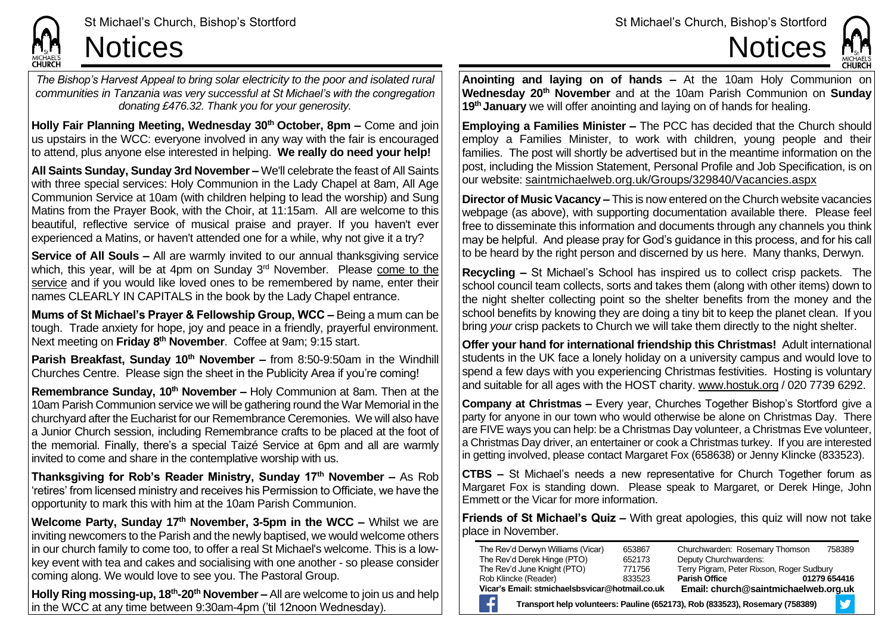# Notices

*The Bishop's Harvest Appeal to bring solar electricity to the poor and isolated rural communities in Tanzania was very successful at St Michael's with the congregation donating £476.32. Thank you for your generosity.*

**Holly Fair Planning Meeting, Wednesday 30th October, 8pm –** Come and join us upstairs in the WCC: everyone involved in any way with the fair is encouraged to attend, plus anyone else interested in helping. **We really do need your help!**

**All Saints Sunday, Sunday 3rd November –** We'll celebrate the feast of All Saints with three special services: Holy Communion in the Lady Chapel at 8am, All Age Communion Service at 10am (with children helping to lead the worship) and Sung Matins from the Prayer Book, with the Choir, at 11:15am. All are welcome to this beautiful, reflective service of musical praise and prayer. If you haven't ever experienced a Matins, or haven't attended one for a while, why not give it a try?

**Service of All Souls –** All are warmly invited to our annual thanksgiving service which, this year, will be at 4pm on Sunday 3rd November. Please come to the service and if you would like loved ones to be remembered by name, enter their names CLEARLY IN CAPITALS in the book by the Lady Chapel entrance.

**Mums of St Michael's Prayer & Fellowship Group, WCC –** Being a mum can be tough. Trade anxiety for hope, joy and peace in a friendly, prayerful environment. Next meeting on **Friday 8th November**. Coffee at 9am; 9:15 start.

**Parish Breakfast, Sunday 10th November –** from 8:50-9:50am in the Windhill Churches Centre. Please sign the sheet in the Publicity Area if you're coming!

**Remembrance Sunday, 10th November –** Holy Communion at 8am. Then at the 10am Parish Communion service we will be gathering round the War Memorial in the churchyard after the Eucharist for our Remembrance Ceremonies. We will also have a Junior Church session, including Remembrance crafts to be placed at the foot of the memorial. Finally, there's a special Taizé Service at 6pm and all are warmly invited to come and share in the contemplative worship with us.

**Thanksgiving for Rob's Reader Ministry, Sunday 17th November –** As Rob 'retires' from licensed ministry and receives his Permission to Officiate, we have the opportunity to mark this with him at the 10am Parish Communion.

**Welcome Party, Sunday 17th November, 3-5pm in the WCC –** Whilst we are inviting newcomers to the Parish and the newly baptised, we would welcome others in our church family to come too, to offer a real St Michael's welcome. This is a low-key event with tea and cakes and socialising with one another - so please consider coming along. We would love to see you. The Pastoral Group.

**Holly Ring mossing-up, 18th-20th November –** All are welcome to join us and help in the WCC at any time between 9:30am-4pm ('til 12noon Wednesday).

**Anointing and laying on of hands –** At the 10am Holy Communion on **Wednesday 20th November** and at the 10am Parish Communion on **Sunday 19th January** we will offer anointing and laying on of hands for healing.

**Employing a Families Minister –** The PCC has decided that the Church should employ a Families Minister, to work with children, young people and their families. The post will shortly be advertised but in the meantime information on the post, including the Mission Statement, Personal Profile and Job Specification, is on our website: saintmichaelweb.org.uk/Groups/329840/Vacancies.aspx

**Director of Music Vacancy –** This is now entered on the Church website vacancies webpage (as above), with supporting documentation available there. Please feel free to disseminate this information and documents through any channels you think may be helpful. And please pray for God's guidance in this process, and for his call to be heard by the right person and discerned by us here. Many thanks, Derwyn.

**Recycling –** St Michael's School has inspired us to collect crisp packets. The school council team collects, sorts and takes them (along with other items) down to the night shelter collecting point so the shelter benefits from the money and the school benefits by knowing they are doing a tiny bit to keep the planet clean. If you bring *your* crisp packets to Church we will take them directly to the night shelter.

**Offer your hand for international friendship this Christmas!** Adult international students in the UK face a lonely holiday on a university campus and would love to spend a few days with you experiencing Christmas festivities. Hosting is voluntary and suitable for all ages with the HOST charity. www.hostuk.org / 020 7739 6292.

**Company at Christmas –** Every year, Churches Together Bishop's Stortford give a party for anyone in our town who would otherwise be alone on Christmas Day. There are FIVE ways you can help: be a Christmas Day volunteer, a Christmas Eve volunteer, a Christmas Day driver, an entertainer or cook a Christmas turkey. If you are interested in getting involved, please contact Margaret Fox (658638) or Jenny Klincke (833523).

**CTBS –** St Michael's needs a new representative for Church Together forum as Margaret Fox is standing down. Please speak to Margaret, or Derek Hinge, John Emmett or the Vicar for more information.

**Friends of St Michael's Quiz –** With great apologies, this quiz will now not take place in November.

| | | | |
|---|---|---|---|
| The Rev'd Derwyn Williams (Vicar) | 653867 | Churchwarden: Rosemary Thomson | 758389 |
| The Rev'd Derek Hinge (PTO) | 652173 | Deputy Churchwardens: | |
| The Rev'd June Knight (PTO) | 771756 | Terry Pigram, Peter Rixson, Roger Sudbury | |
| Rob Klincke (Reader) | 833523 | **Parish Office** | **01279 654416** |
| **Vicar's Email: stmichaelsbsvicar@hotmail.co.uk** | | **Email: church@saintmichaelweb.org.uk** | |

**Transport help volunteers: Pauline (652173), Rob (833523), Rosemary (758389)**